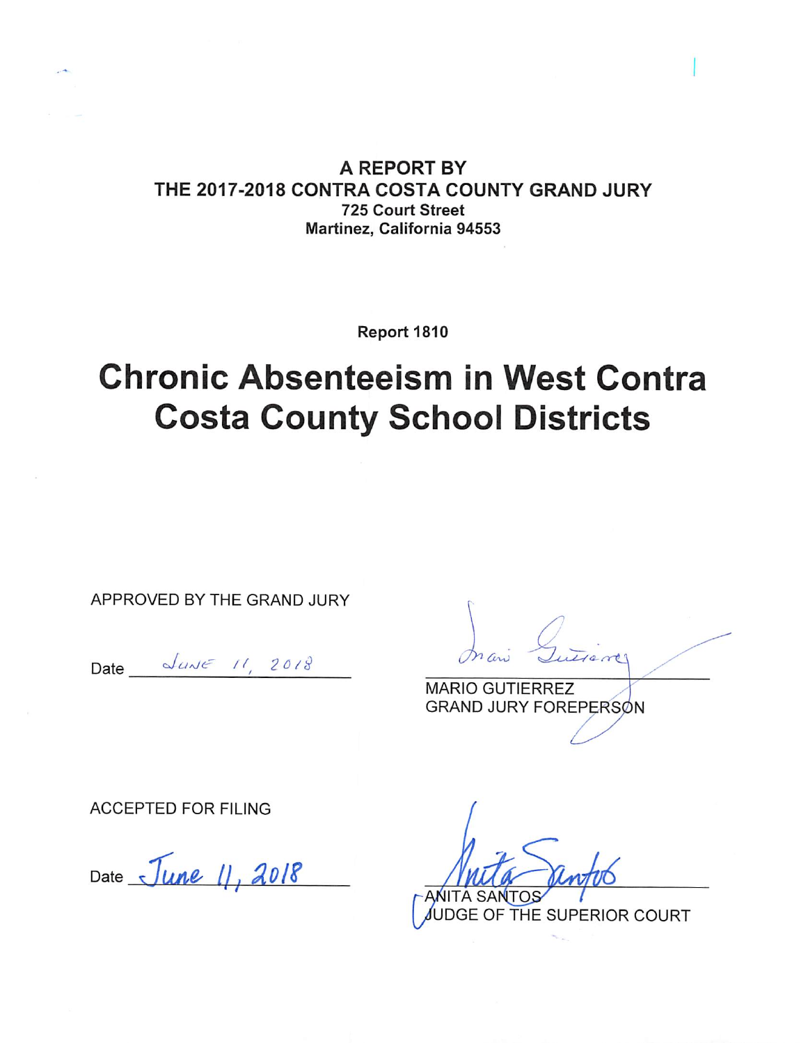**A REPORT BY**
**THE 2017-2018 CONTRA COSTA COUNTY GRAND JURY**
**725 Court Street**
**Martinez, California 94553**

**Report 1810**

# Chronic Absenteeism in West Contra Costa County School Districts

APPROVED BY THE GRAND JURY

Date JUNE 11, 2018

MARIO GUTIERREZ
GRAND JURY FOREPERSON

ACCEPTED FOR FILING

Date June 11, 2018

ANITA SANTOS
JUDGE OF THE SUPERIOR COURT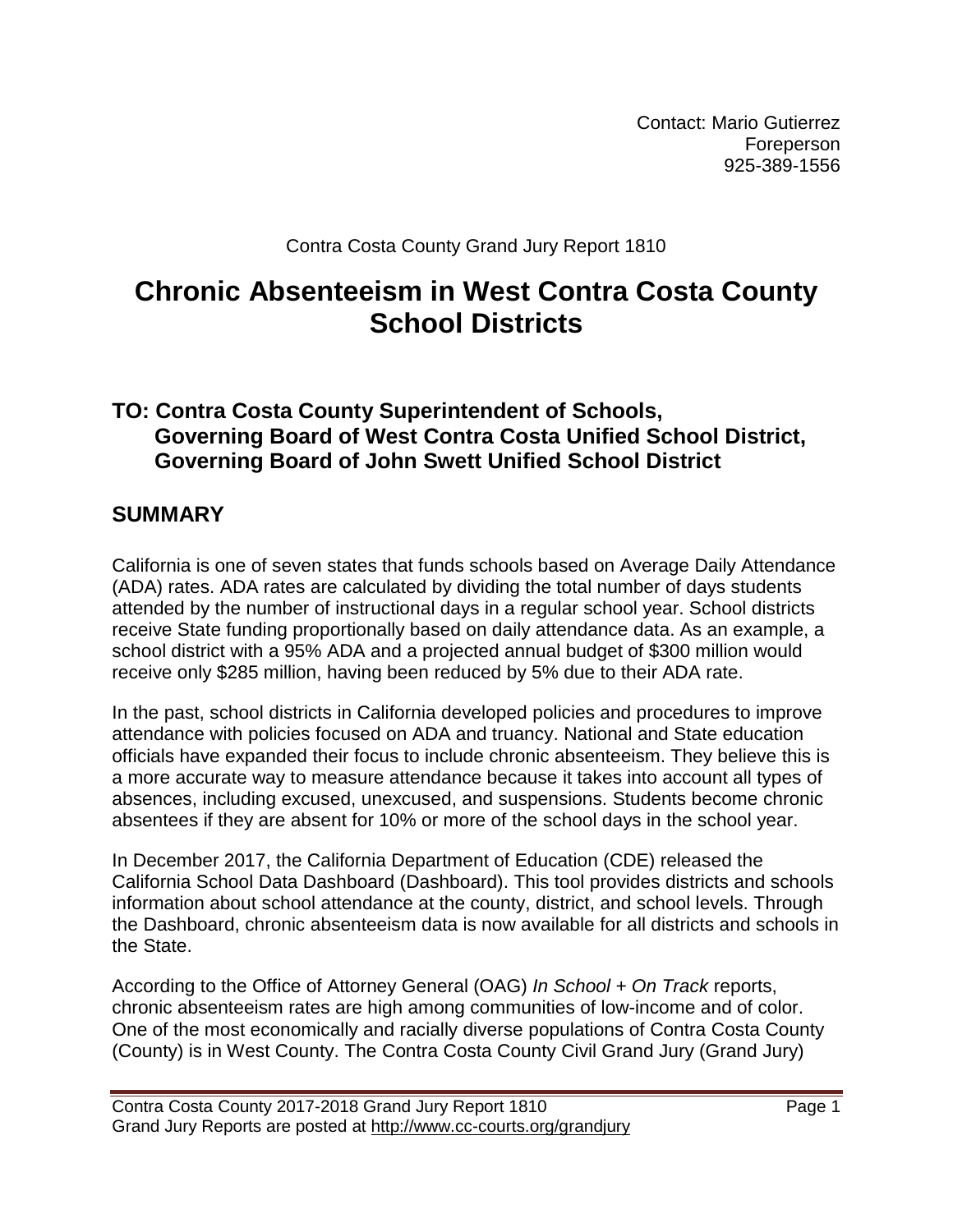Contact: Mario Gutierrez
Foreperson
925-389-1556

Contra Costa County Grand Jury Report 1810

# Chronic Absenteeism in West Contra Costa County School Districts

## TO: Contra Costa County Superintendent of Schools, Governing Board of West Contra Costa Unified School District, Governing Board of John Swett Unified School District

## SUMMARY

California is one of seven states that funds schools based on Average Daily Attendance (ADA) rates. ADA rates are calculated by dividing the total number of days students attended by the number of instructional days in a regular school year. School districts receive State funding proportionally based on daily attendance data. As an example, a school district with a 95% ADA and a projected annual budget of $300 million would receive only $285 million, having been reduced by 5% due to their ADA rate.

In the past, school districts in California developed policies and procedures to improve attendance with policies focused on ADA and truancy. National and State education officials have expanded their focus to include chronic absenteeism. They believe this is a more accurate way to measure attendance because it takes into account all types of absences, including excused, unexcused, and suspensions. Students become chronic absentees if they are absent for 10% or more of the school days in the school year.

In December 2017, the California Department of Education (CDE) released the California School Data Dashboard (Dashboard). This tool provides districts and schools information about school attendance at the county, district, and school levels. Through the Dashboard, chronic absenteeism data is now available for all districts and schools in the State.

According to the Office of Attorney General (OAG) *In School + On Track* reports, chronic absenteeism rates are high among communities of low-income and of color. One of the most economically and racially diverse populations of Contra Costa County (County) is in West County. The Contra Costa County Civil Grand Jury (Grand Jury)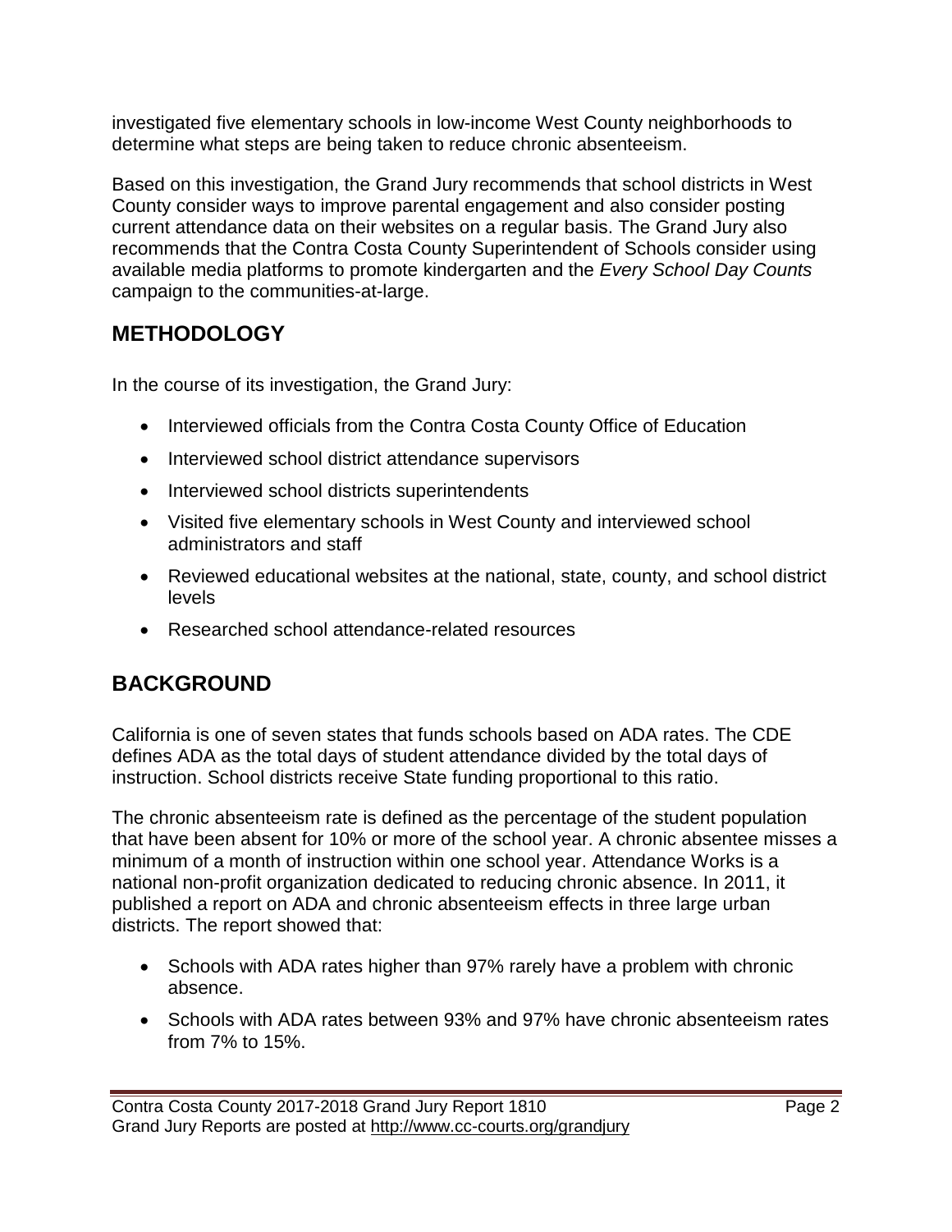investigated five elementary schools in low-income West County neighborhoods to determine what steps are being taken to reduce chronic absenteeism.

Based on this investigation, the Grand Jury recommends that school districts in West County consider ways to improve parental engagement and also consider posting current attendance data on their websites on a regular basis. The Grand Jury also recommends that the Contra Costa County Superintendent of Schools consider using available media platforms to promote kindergarten and the *Every School Day Counts* campaign to the communities-at-large.

## METHODOLOGY

In the course of its investigation, the Grand Jury:

- Interviewed officials from the Contra Costa County Office of Education
- Interviewed school district attendance supervisors
- Interviewed school districts superintendents
- Visited five elementary schools in West County and interviewed school administrators and staff
- Reviewed educational websites at the national, state, county, and school district levels
- Researched school attendance-related resources

## BACKGROUND

California is one of seven states that funds schools based on ADA rates. The CDE defines ADA as the total days of student attendance divided by the total days of instruction. School districts receive State funding proportional to this ratio.

The chronic absenteeism rate is defined as the percentage of the student population that have been absent for 10% or more of the school year. A chronic absentee misses a minimum of a month of instruction within one school year. Attendance Works is a national non-profit organization dedicated to reducing chronic absence. In 2011, it published a report on ADA and chronic absenteeism effects in three large urban districts. The report showed that:

- Schools with ADA rates higher than 97% rarely have a problem with chronic absence.
- Schools with ADA rates between 93% and 97% have chronic absenteeism rates from 7% to 15%.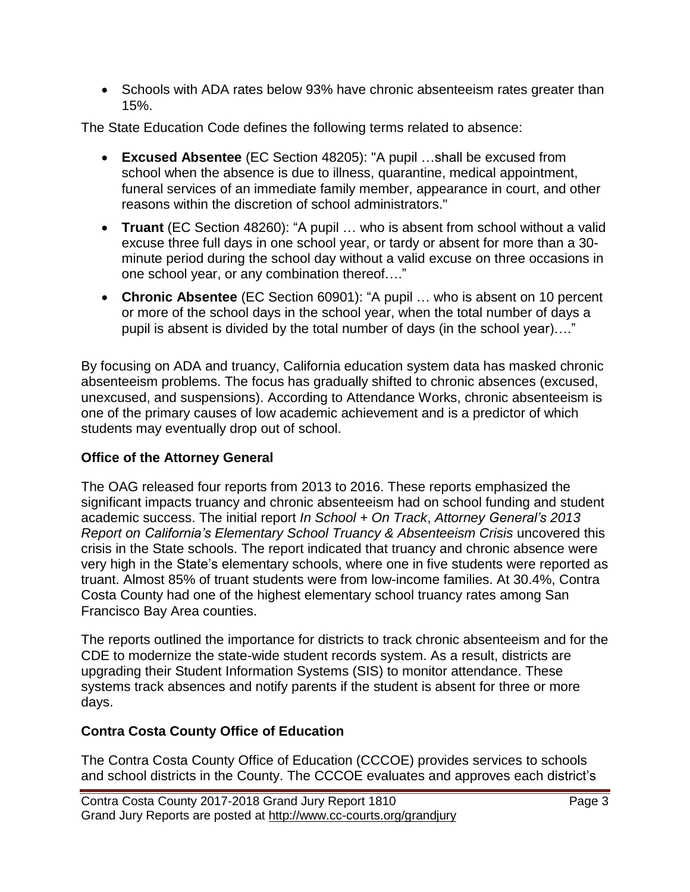- Schools with ADA rates below 93% have chronic absenteeism rates greater than 15%.

The State Education Code defines the following terms related to absence:

- **Excused Absentee** (EC Section 48205): "A pupil …shall be excused from school when the absence is due to illness, quarantine, medical appointment, funeral services of an immediate family member, appearance in court, and other reasons within the discretion of school administrators."
- **Truant** (EC Section 48260): "A pupil … who is absent from school without a valid excuse three full days in one school year, or tardy or absent for more than a 30-minute period during the school day without a valid excuse on three occasions in one school year, or any combination thereof…."
- **Chronic Absentee** (EC Section 60901): "A pupil … who is absent on 10 percent or more of the school days in the school year, when the total number of days a pupil is absent is divided by the total number of days (in the school year)…."

By focusing on ADA and truancy, California education system data has masked chronic absenteeism problems. The focus has gradually shifted to chronic absences (excused, unexcused, and suspensions). According to Attendance Works, chronic absenteeism is one of the primary causes of low academic achievement and is a predictor of which students may eventually drop out of school.

## Office of the Attorney General

The OAG released four reports from 2013 to 2016. These reports emphasized the significant impacts truancy and chronic absenteeism had on school funding and student academic success. The initial report *In School + On Track*, *Attorney General's 2013 Report on California's Elementary School Truancy & Absenteeism Crisis* uncovered this crisis in the State schools. The report indicated that truancy and chronic absence were very high in the State's elementary schools, where one in five students were reported as truant. Almost 85% of truant students were from low-income families. At 30.4%, Contra Costa County had one of the highest elementary school truancy rates among San Francisco Bay Area counties.

The reports outlined the importance for districts to track chronic absenteeism and for the CDE to modernize the state-wide student records system. As a result, districts are upgrading their Student Information Systems (SIS) to monitor attendance. These systems track absences and notify parents if the student is absent for three or more days.

## Contra Costa County Office of Education

The Contra Costa County Office of Education (CCCOE) provides services to schools and school districts in the County. The CCCOE evaluates and approves each district's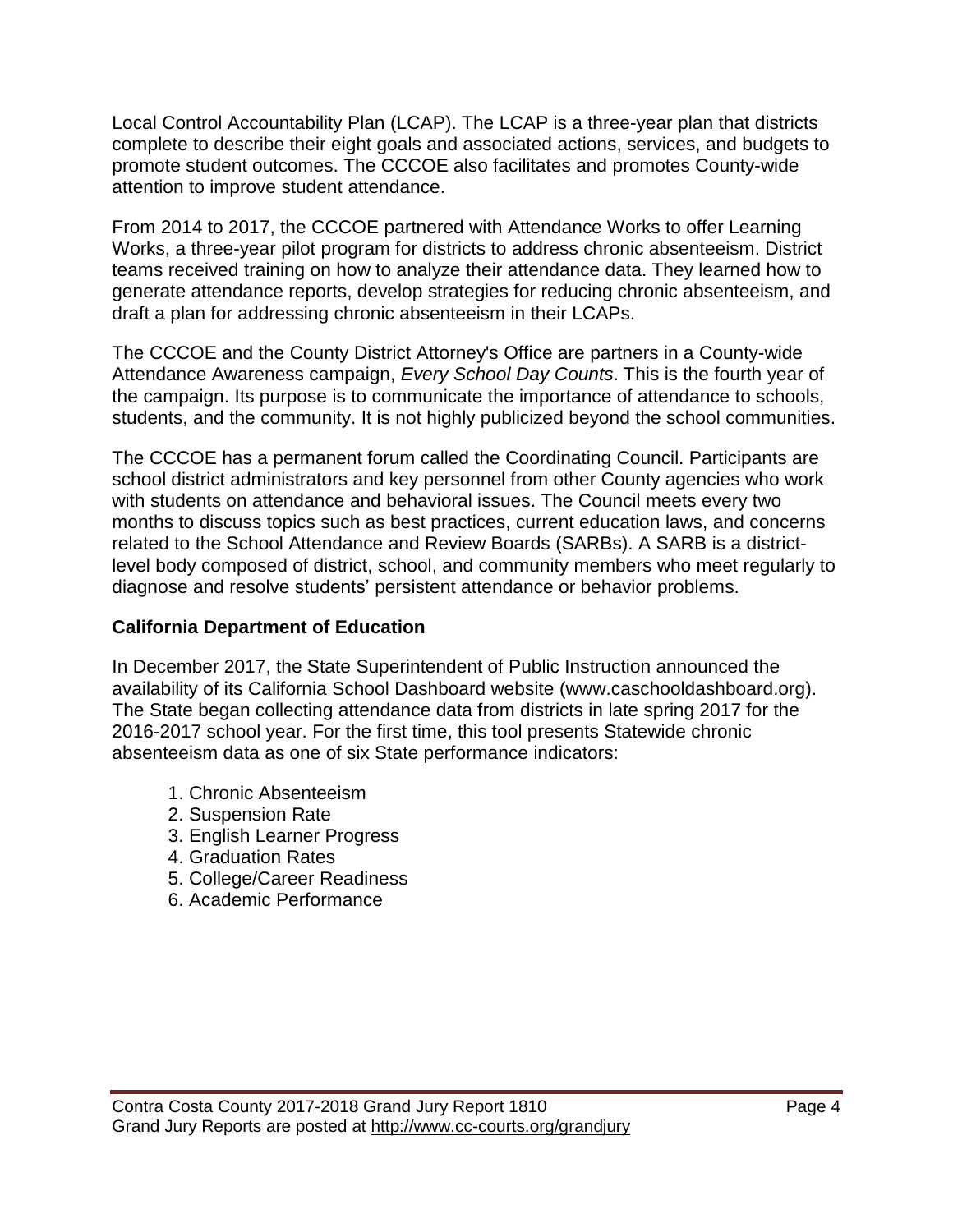Local Control Accountability Plan (LCAP). The LCAP is a three-year plan that districts complete to describe their eight goals and associated actions, services, and budgets to promote student outcomes. The CCCOE also facilitates and promotes County-wide attention to improve student attendance.

From 2014 to 2017, the CCCOE partnered with Attendance Works to offer Learning Works, a three-year pilot program for districts to address chronic absenteeism. District teams received training on how to analyze their attendance data. They learned how to generate attendance reports, develop strategies for reducing chronic absenteeism, and draft a plan for addressing chronic absenteeism in their LCAPs.

The CCCOE and the County District Attorney's Office are partners in a County-wide Attendance Awareness campaign, *Every School Day Counts*. This is the fourth year of the campaign. Its purpose is to communicate the importance of attendance to schools, students, and the community. It is not highly publicized beyond the school communities.

The CCCOE has a permanent forum called the Coordinating Council. Participants are school district administrators and key personnel from other County agencies who work with students on attendance and behavioral issues. The Council meets every two months to discuss topics such as best practices, current education laws, and concerns related to the School Attendance and Review Boards (SARBs). A SARB is a district-level body composed of district, school, and community members who meet regularly to diagnose and resolve students' persistent attendance or behavior problems.

**California Department of Education**

In December 2017, the State Superintendent of Public Instruction announced the availability of its California School Dashboard website (www.caschooldashboard.org). The State began collecting attendance data from districts in late spring 2017 for the 2016-2017 school year. For the first time, this tool presents Statewide chronic absenteeism data as one of six State performance indicators:

1. Chronic Absenteeism
2. Suspension Rate
3. English Learner Progress
4. Graduation Rates
5. College/Career Readiness
6. Academic Performance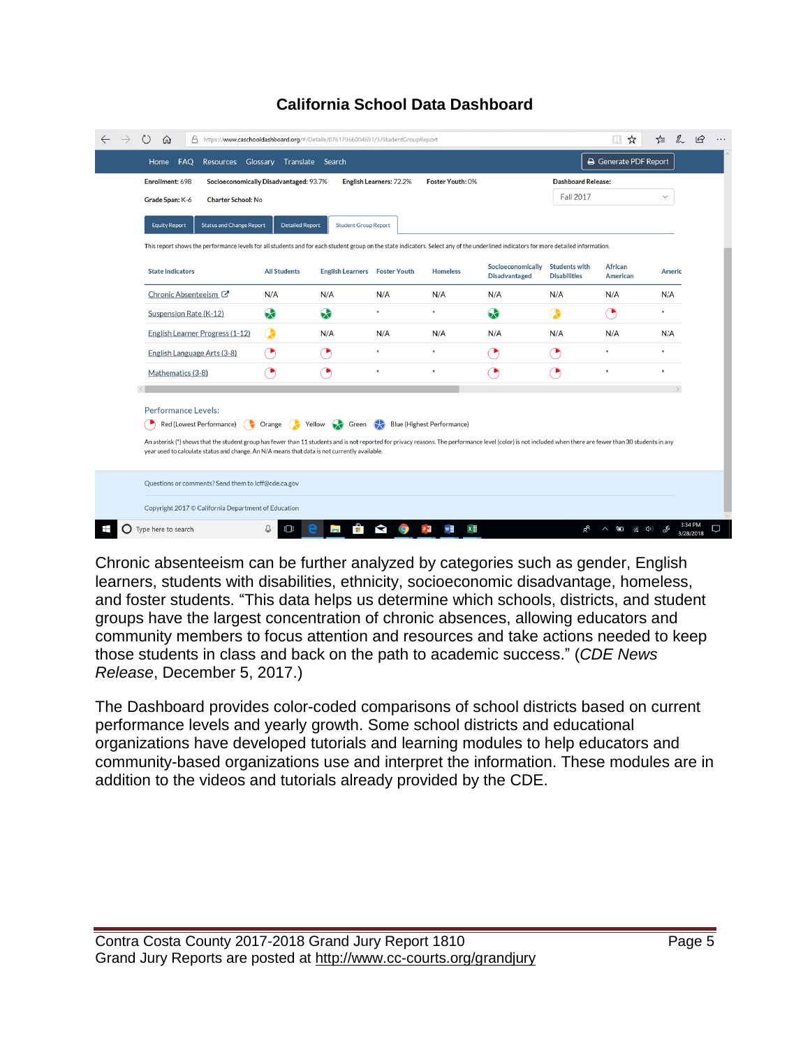## California School Data Dashboard

Chronic absenteeism can be further analyzed by categories such as gender, English learners, students with disabilities, ethnicity, socioeconomic disadvantage, homeless, and foster students. "This data helps us determine which schools, districts, and student groups have the largest concentration of chronic absences, allowing educators and community members to focus attention and resources and take actions needed to keep those students in class and back on the path to academic success." (*CDE News Release*, December 5, 2017.)

The Dashboard provides color-coded comparisons of school districts based on current performance levels and yearly growth. Some school districts and educational organizations have developed tutorials and learning modules to help educators and community-based organizations use and interpret the information. These modules are in addition to the videos and tutorials already provided by the CDE.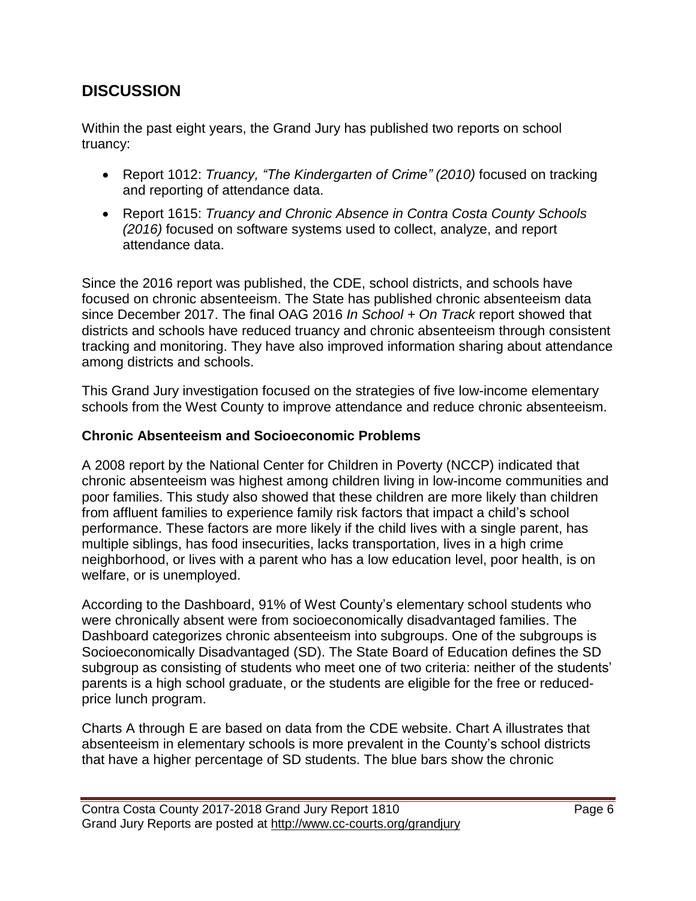## DISCUSSION

Within the past eight years, the Grand Jury has published two reports on school truancy:

- Report 1012: *Truancy, "The Kindergarten of Crime" (2010)* focused on tracking and reporting of attendance data.
- Report 1615: *Truancy and Chronic Absence in Contra Costa County Schools (2016)* focused on software systems used to collect, analyze, and report attendance data.

Since the 2016 report was published, the CDE, school districts, and schools have focused on chronic absenteeism. The State has published chronic absenteeism data since December 2017. The final OAG 2016 *In School + On Track* report showed that districts and schools have reduced truancy and chronic absenteeism through consistent tracking and monitoring. They have also improved information sharing about attendance among districts and schools.

This Grand Jury investigation focused on the strategies of five low-income elementary schools from the West County to improve attendance and reduce chronic absenteeism.

### Chronic Absenteeism and Socioeconomic Problems

A 2008 report by the National Center for Children in Poverty (NCCP) indicated that chronic absenteeism was highest among children living in low-income communities and poor families. This study also showed that these children are more likely than children from affluent families to experience family risk factors that impact a child's school performance. These factors are more likely if the child lives with a single parent, has multiple siblings, has food insecurities, lacks transportation, lives in a high crime neighborhood, or lives with a parent who has a low education level, poor health, is on welfare, or is unemployed.

According to the Dashboard, 91% of West County's elementary school students who were chronically absent were from socioeconomically disadvantaged families. The Dashboard categorizes chronic absenteeism into subgroups. One of the subgroups is Socioeconomically Disadvantaged (SD). The State Board of Education defines the SD subgroup as consisting of students who meet one of two criteria: neither of the students' parents is a high school graduate, or the students are eligible for the free or reduced-price lunch program.

Charts A through E are based on data from the CDE website. Chart A illustrates that absenteeism in elementary schools is more prevalent in the County's school districts that have a higher percentage of SD students. The blue bars show the chronic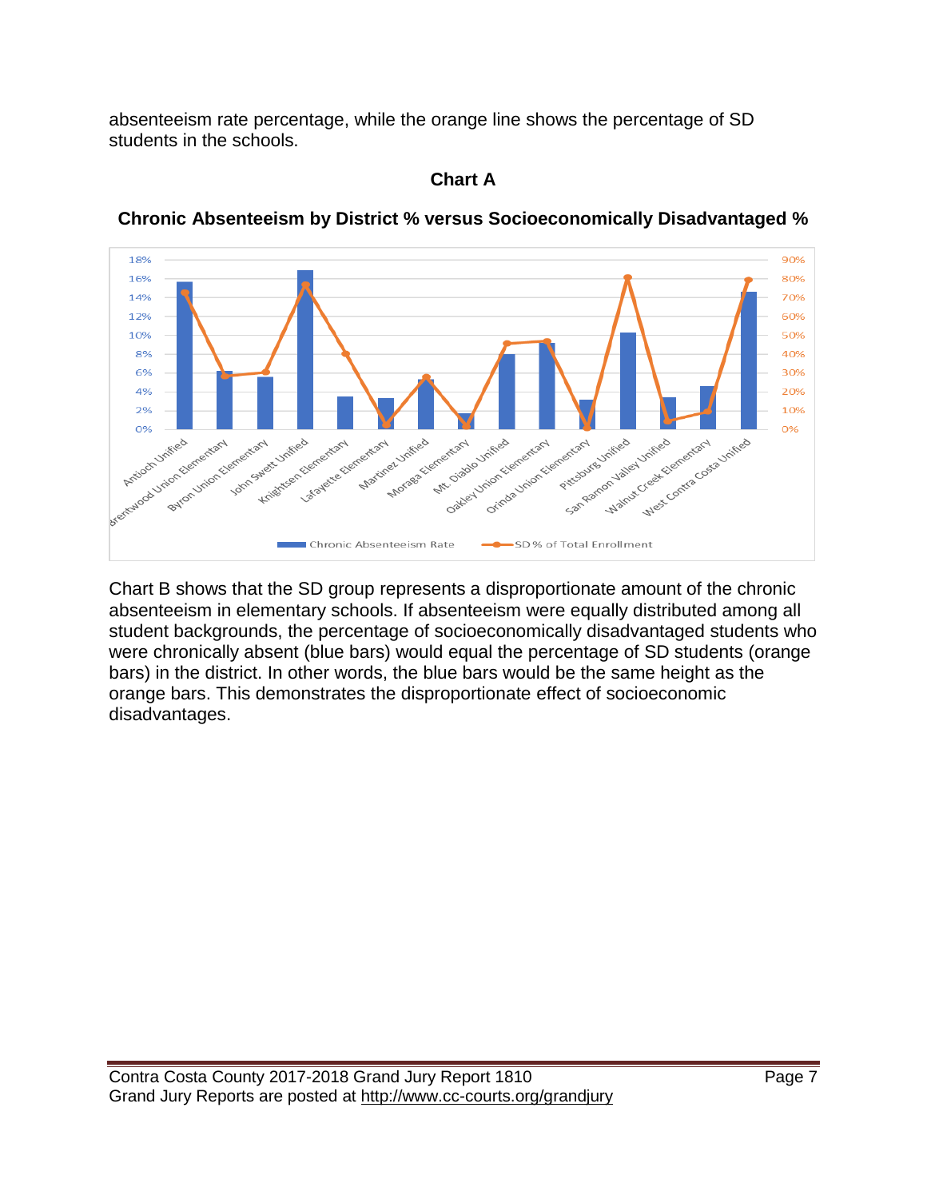absenteeism rate percentage, while the orange line shows the percentage of SD students in the schools.

**Chart A**

**Chronic Absenteeism by District % versus Socioeconomically Disadvantaged %**

Chart B shows that the SD group represents a disproportionate amount of the chronic absenteeism in elementary schools. If absenteeism were equally distributed among all student backgrounds, the percentage of socioeconomically disadvantaged students who were chronically absent (blue bars) would equal the percentage of SD students (orange bars) in the district. In other words, the blue bars would be the same height as the orange bars. This demonstrates the disproportionate effect of socioeconomic disadvantages.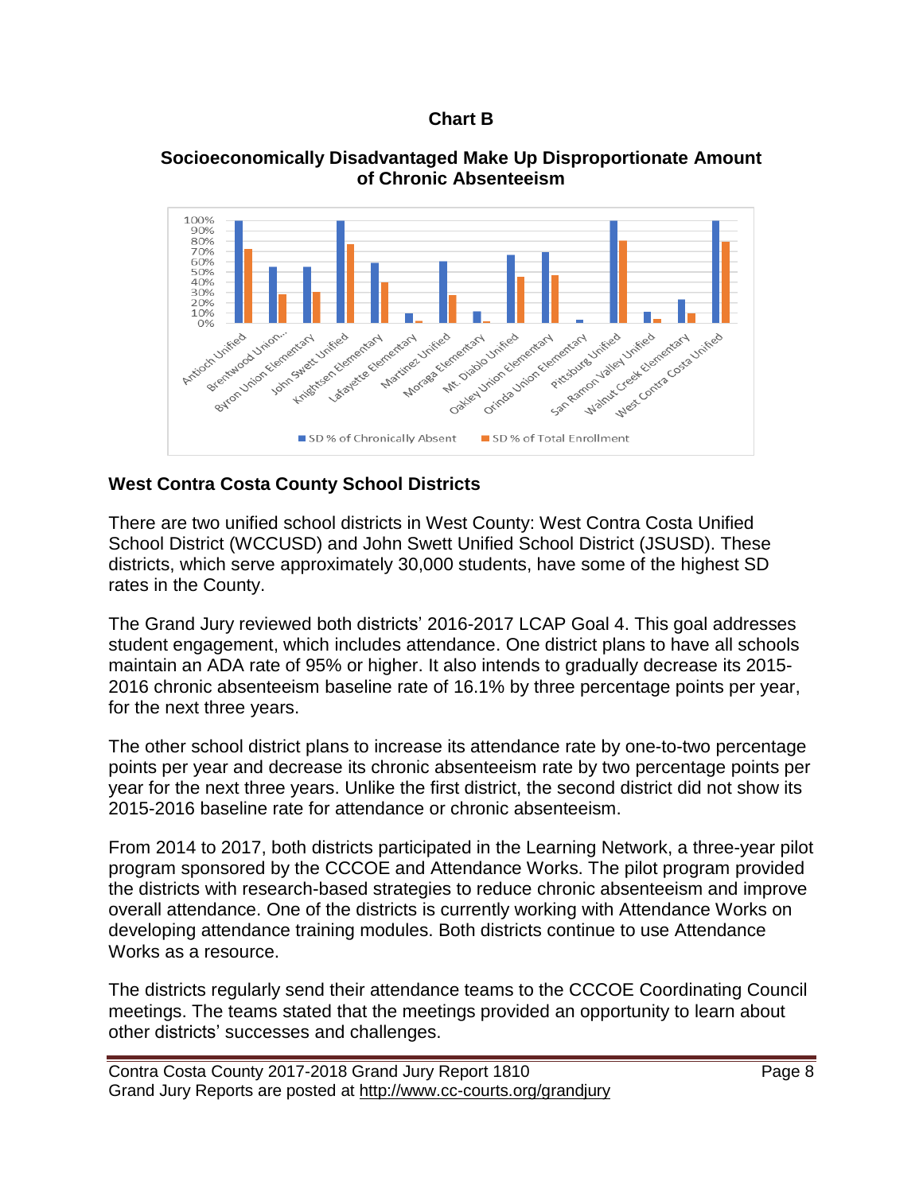**Chart B**

**Socioeconomically Disadvantaged Make Up Disproportionate Amount of Chronic Absenteeism**

### West Contra Costa County School Districts

There are two unified school districts in West County: West Contra Costa Unified School District (WCCUSD) and John Swett Unified School District (JSUSD). These districts, which serve approximately 30,000 students, have some of the highest SD rates in the County.

The Grand Jury reviewed both districts' 2016-2017 LCAP Goal 4. This goal addresses student engagement, which includes attendance. One district plans to have all schools maintain an ADA rate of 95% or higher. It also intends to gradually decrease its 2015-2016 chronic absenteeism baseline rate of 16.1% by three percentage points per year, for the next three years.

The other school district plans to increase its attendance rate by one-to-two percentage points per year and decrease its chronic absenteeism rate by two percentage points per year for the next three years. Unlike the first district, the second district did not show its 2015-2016 baseline rate for attendance or chronic absenteeism.

From 2014 to 2017, both districts participated in the Learning Network, a three-year pilot program sponsored by the CCCOE and Attendance Works. The pilot program provided the districts with research-based strategies to reduce chronic absenteeism and improve overall attendance. One of the districts is currently working with Attendance Works on developing attendance training modules. Both districts continue to use Attendance Works as a resource.

The districts regularly send their attendance teams to the CCCOE Coordinating Council meetings. The teams stated that the meetings provided an opportunity to learn about other districts' successes and challenges.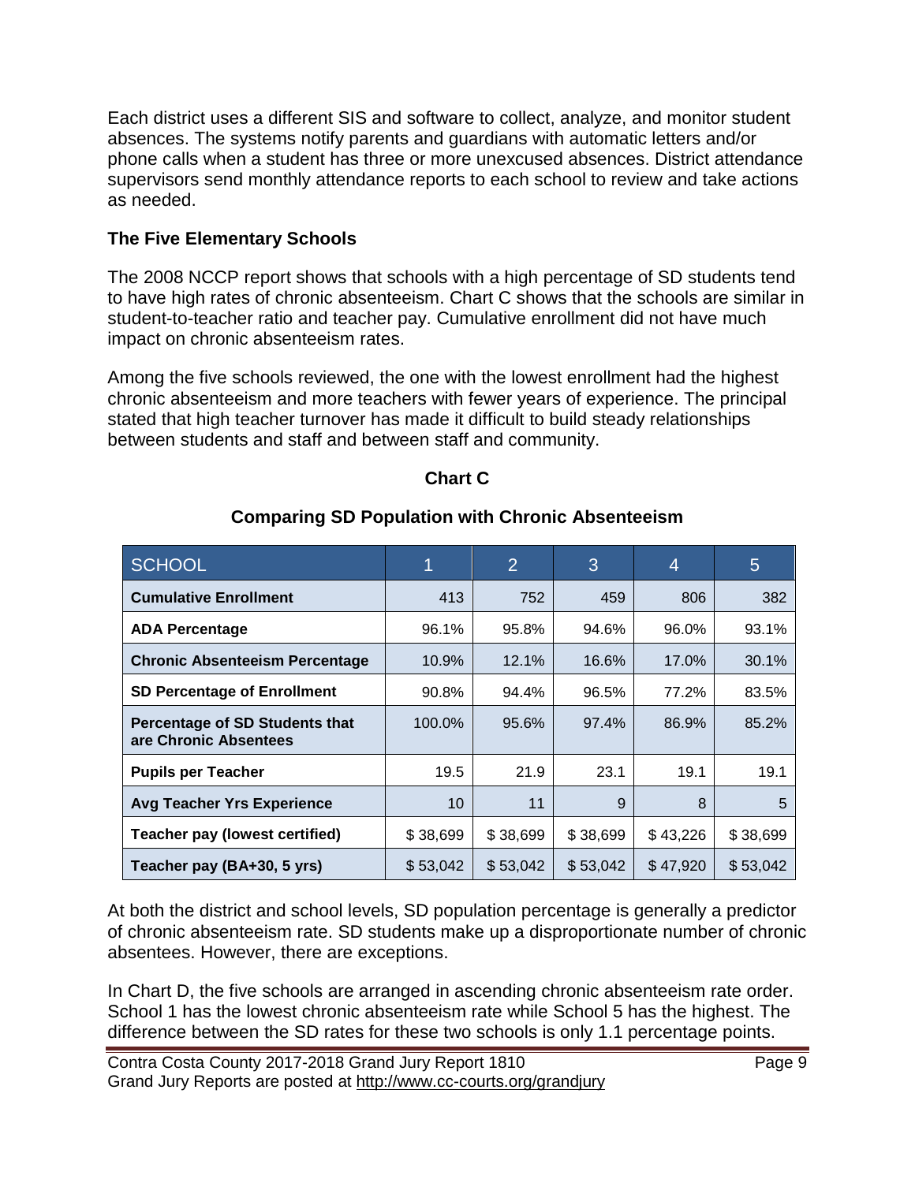Each district uses a different SIS and software to collect, analyze, and monitor student absences. The systems notify parents and guardians with automatic letters and/or phone calls when a student has three or more unexcused absences. District attendance supervisors send monthly attendance reports to each school to review and take actions as needed.

### The Five Elementary Schools

The 2008 NCCP report shows that schools with a high percentage of SD students tend to have high rates of chronic absenteeism. Chart C shows that the schools are similar in student-to-teacher ratio and teacher pay. Cumulative enrollment did not have much impact on chronic absenteeism rates.

Among the five schools reviewed, the one with the lowest enrollment had the highest chronic absenteeism and more teachers with fewer years of experience. The principal stated that high teacher turnover has made it difficult to build steady relationships between students and staff and between staff and community.

**Chart C**

**Comparing SD Population with Chronic Absenteeism**

| SCHOOL | 1 | 2 | 3 | 4 | 5 |
|---|---|---|---|---|---|
| **Cumulative Enrollment** | 413 | 752 | 459 | 806 | 382 |
| **ADA Percentage** | 96.1% | 95.8% | 94.6% | 96.0% | 93.1% |
| **Chronic Absenteeism Percentage** | 10.9% | 12.1% | 16.6% | 17.0% | 30.1% |
| **SD Percentage of Enrollment** | 90.8% | 94.4% | 96.5% | 77.2% | 83.5% |
| **Percentage of SD Students that are Chronic Absentees** | 100.0% | 95.6% | 97.4% | 86.9% | 85.2% |
| **Pupils per Teacher** | 19.5 | 21.9 | 23.1 | 19.1 | 19.1 |
| **Avg Teacher Yrs Experience** | 10 | 11 | 9 | 8 | 5 |
| **Teacher pay (lowest certified)** | $ 38,699 | $ 38,699 | $ 38,699 | $ 43,226 | $ 38,699 |
| **Teacher pay (BA+30, 5 yrs)** | $ 53,042 | $ 53,042 | $ 53,042 | $ 47,920 | $ 53,042 |

At both the district and school levels, SD population percentage is generally a predictor of chronic absenteeism rate. SD students make up a disproportionate number of chronic absentees. However, there are exceptions.

In Chart D, the five schools are arranged in ascending chronic absenteeism rate order. School 1 has the lowest chronic absenteeism rate while School 5 has the highest. The difference between the SD rates for these two schools is only 1.1 percentage points.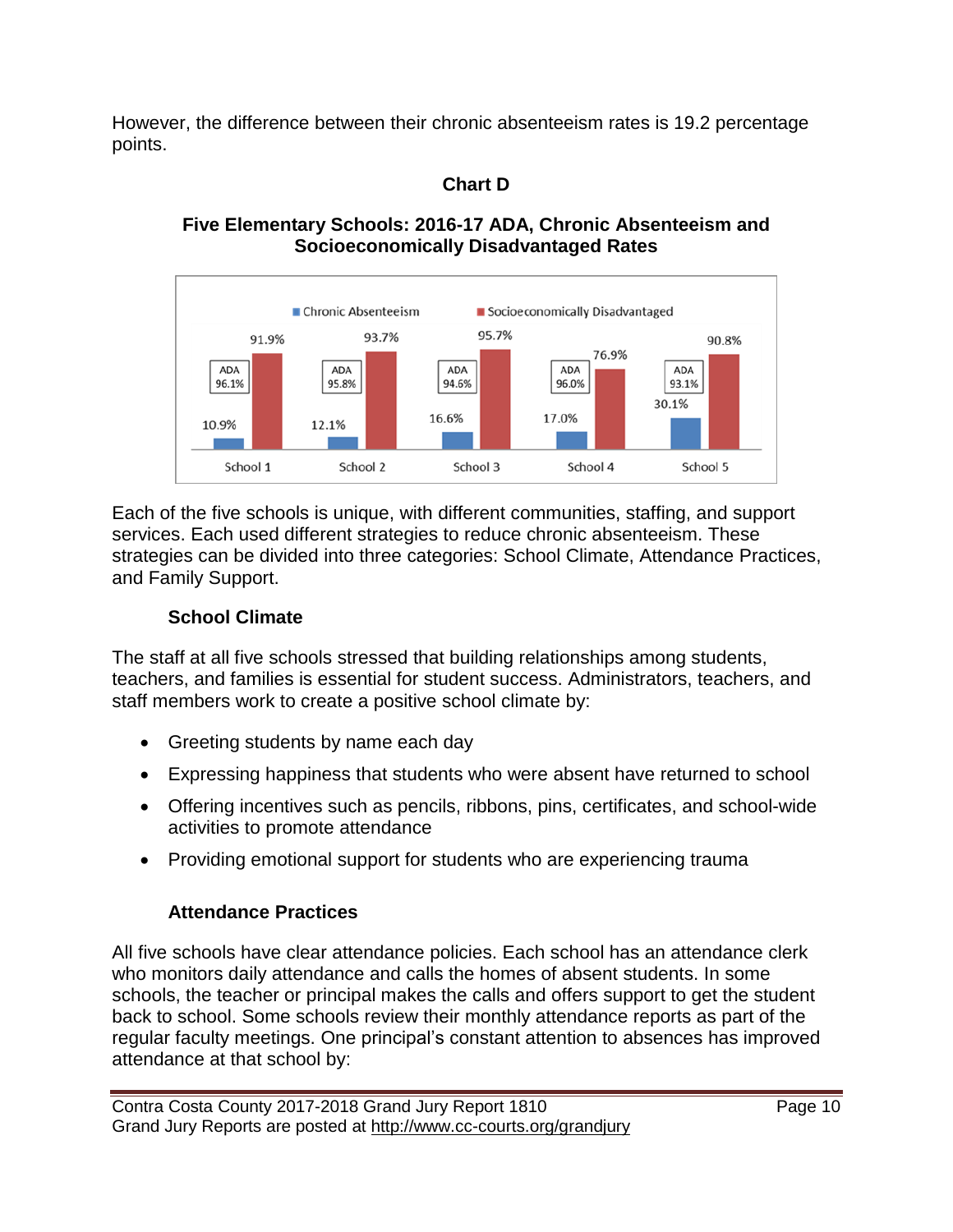However, the difference between their chronic absenteeism rates is 19.2 percentage points.

**Chart D**

**Five Elementary Schools: 2016-17 ADA, Chronic Absenteeism and Socioeconomically Disadvantaged Rates**

| | School 1 | School 2 | School 3 | School 4 | School 5 |
|---|---|---|---|---|---|
| ADA | 96.1% | 95.8% | 94.6% | 96.0% | 93.1% |
| Chronic Absenteeism | 10.9% | 12.1% | 16.6% | 17.0% | 30.1% |
| Socioeconomically Disadvantaged | 91.9% | 93.7% | 95.7% | 76.9% | 90.8% |

Each of the five schools is unique, with different communities, staffing, and support services. Each used different strategies to reduce chronic absenteeism. These strategies can be divided into three categories: School Climate, Attendance Practices, and Family Support.

### School Climate

The staff at all five schools stressed that building relationships among students, teachers, and families is essential for student success. Administrators, teachers, and staff members work to create a positive school climate by:

- Greeting students by name each day
- Expressing happiness that students who were absent have returned to school
- Offering incentives such as pencils, ribbons, pins, certificates, and school-wide activities to promote attendance
- Providing emotional support for students who are experiencing trauma

### Attendance Practices

All five schools have clear attendance policies. Each school has an attendance clerk who monitors daily attendance and calls the homes of absent students. In some schools, the teacher or principal makes the calls and offers support to get the student back to school. Some schools review their monthly attendance reports as part of the regular faculty meetings. One principal's constant attention to absences has improved attendance at that school by: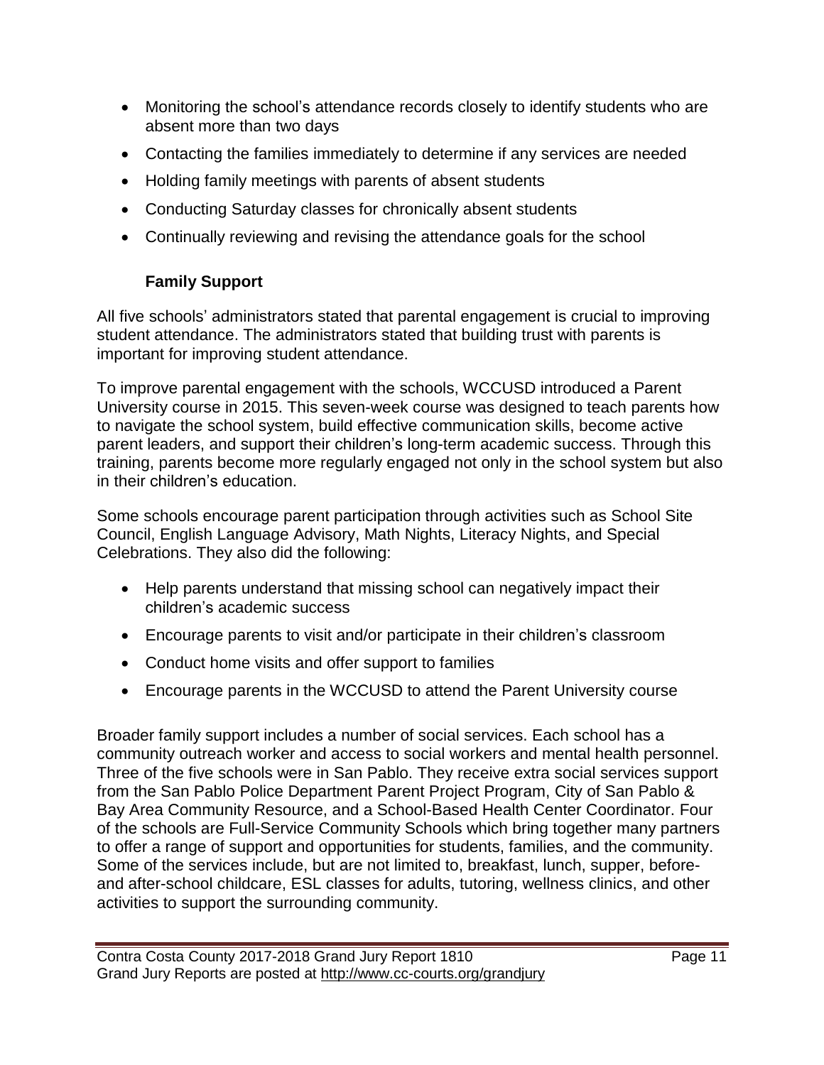- Monitoring the school's attendance records closely to identify students who are absent more than two days
- Contacting the families immediately to determine if any services are needed
- Holding family meetings with parents of absent students
- Conducting Saturday classes for chronically absent students
- Continually reviewing and revising the attendance goals for the school

### Family Support

All five schools' administrators stated that parental engagement is crucial to improving student attendance. The administrators stated that building trust with parents is important for improving student attendance.

To improve parental engagement with the schools, WCCUSD introduced a Parent University course in 2015. This seven-week course was designed to teach parents how to navigate the school system, build effective communication skills, become active parent leaders, and support their children's long-term academic success. Through this training, parents become more regularly engaged not only in the school system but also in their children's education.

Some schools encourage parent participation through activities such as School Site Council, English Language Advisory, Math Nights, Literacy Nights, and Special Celebrations. They also did the following:

- Help parents understand that missing school can negatively impact their children's academic success
- Encourage parents to visit and/or participate in their children's classroom
- Conduct home visits and offer support to families
- Encourage parents in the WCCUSD to attend the Parent University course

Broader family support includes a number of social services. Each school has a community outreach worker and access to social workers and mental health personnel. Three of the five schools were in San Pablo. They receive extra social services support from the San Pablo Police Department Parent Project Program, City of San Pablo & Bay Area Community Resource, and a School-Based Health Center Coordinator. Four of the schools are Full-Service Community Schools which bring together many partners to offer a range of support and opportunities for students, families, and the community. Some of the services include, but are not limited to, breakfast, lunch, supper, before- and after-school childcare, ESL classes for adults, tutoring, wellness clinics, and other activities to support the surrounding community.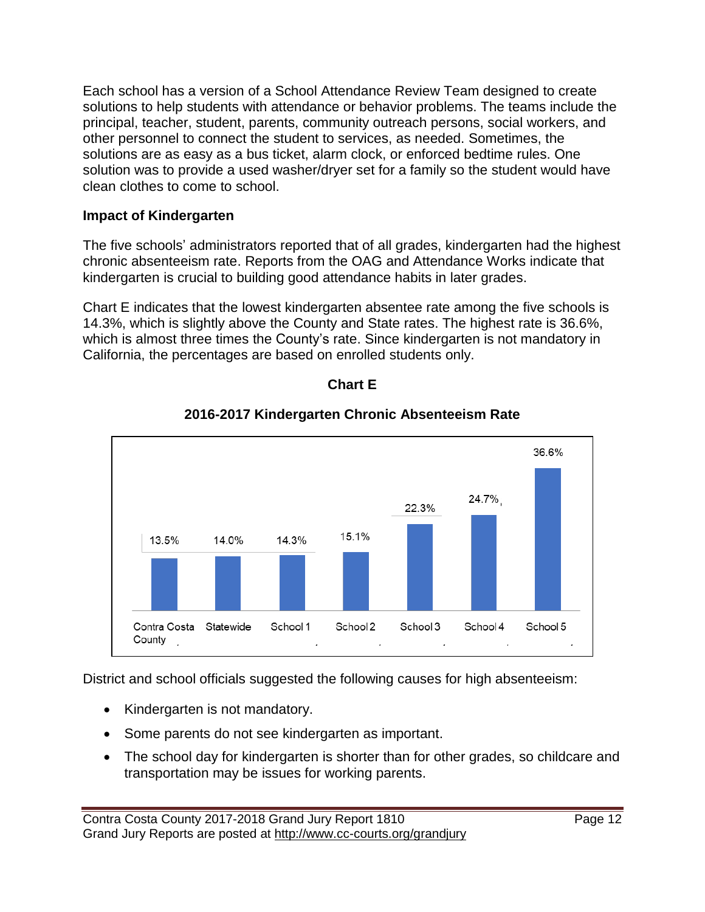Each school has a version of a School Attendance Review Team designed to create solutions to help students with attendance or behavior problems. The teams include the principal, teacher, student, parents, community outreach persons, social workers, and other personnel to connect the student to services, as needed. Sometimes, the solutions are as easy as a bus ticket, alarm clock, or enforced bedtime rules. One solution was to provide a used washer/dryer set for a family so the student would have clean clothes to come to school.

**Impact of Kindergarten**

The five schools' administrators reported that of all grades, kindergarten had the highest chronic absenteeism rate. Reports from the OAG and Attendance Works indicate that kindergarten is crucial to building good attendance habits in later grades.

Chart E indicates that the lowest kindergarten absentee rate among the five schools is 14.3%, which is slightly above the County and State rates. The highest rate is 36.6%, which is almost three times the County's rate. Since kindergarten is not mandatory in California, the percentages are based on enrolled students only.

**Chart E**

**2016-2017 Kindergarten Chronic Absenteeism Rate**

| Contra Costa County | Statewide | School 1 | School 2 | School 3 | School 4 | School 5 |
|---|---|---|---|---|---|---|
| 13.5% | 14.0% | 14.3% | 15.1% | 22.3% | 24.7% | 36.6% |

District and school officials suggested the following causes for high absenteeism:

- Kindergarten is not mandatory.
- Some parents do not see kindergarten as important.
- The school day for kindergarten is shorter than for other grades, so childcare and transportation may be issues for working parents.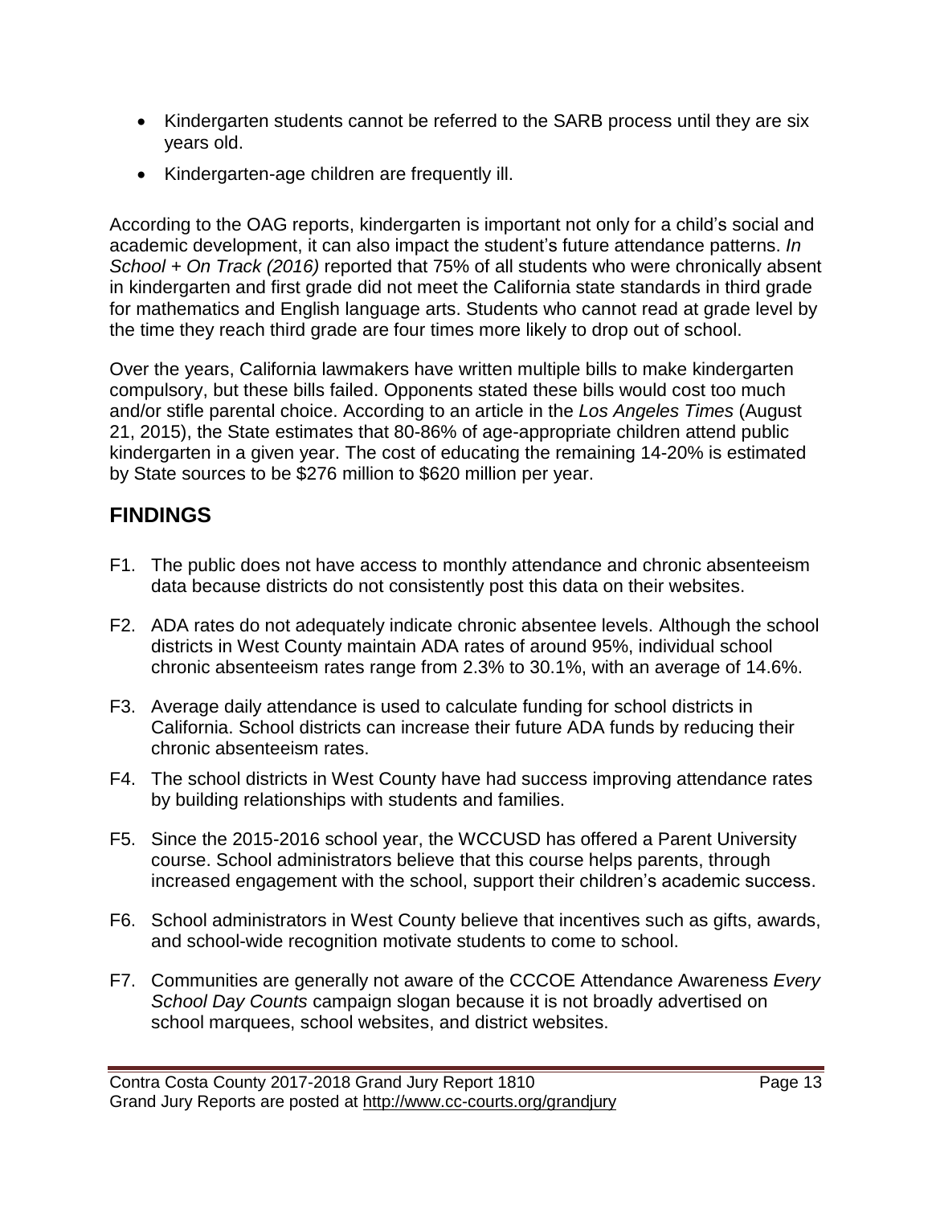- Kindergarten students cannot be referred to the SARB process until they are six years old.
- Kindergarten-age children are frequently ill.

According to the OAG reports, kindergarten is important not only for a child's social and academic development, it can also impact the student's future attendance patterns. *In School + On Track (2016)* reported that 75% of all students who were chronically absent in kindergarten and first grade did not meet the California state standards in third grade for mathematics and English language arts. Students who cannot read at grade level by the time they reach third grade are four times more likely to drop out of school.

Over the years, California lawmakers have written multiple bills to make kindergarten compulsory, but these bills failed. Opponents stated these bills would cost too much and/or stifle parental choice. According to an article in the *Los Angeles Times* (August 21, 2015), the State estimates that 80-86% of age-appropriate children attend public kindergarten in a given year. The cost of educating the remaining 14-20% is estimated by State sources to be $276 million to $620 million per year.

## FINDINGS

F1. The public does not have access to monthly attendance and chronic absenteeism data because districts do not consistently post this data on their websites.

F2. ADA rates do not adequately indicate chronic absentee levels. Although the school districts in West County maintain ADA rates of around 95%, individual school chronic absenteeism rates range from 2.3% to 30.1%, with an average of 14.6%.

F3. Average daily attendance is used to calculate funding for school districts in California. School districts can increase their future ADA funds by reducing their chronic absenteeism rates.

F4. The school districts in West County have had success improving attendance rates by building relationships with students and families.

F5. Since the 2015-2016 school year, the WCCUSD has offered a Parent University course. School administrators believe that this course helps parents, through increased engagement with the school, support their children's academic success.

F6. School administrators in West County believe that incentives such as gifts, awards, and school-wide recognition motivate students to come to school.

F7. Communities are generally not aware of the CCCOE Attendance Awareness *Every School Day Counts* campaign slogan because it is not broadly advertised on school marquees, school websites, and district websites.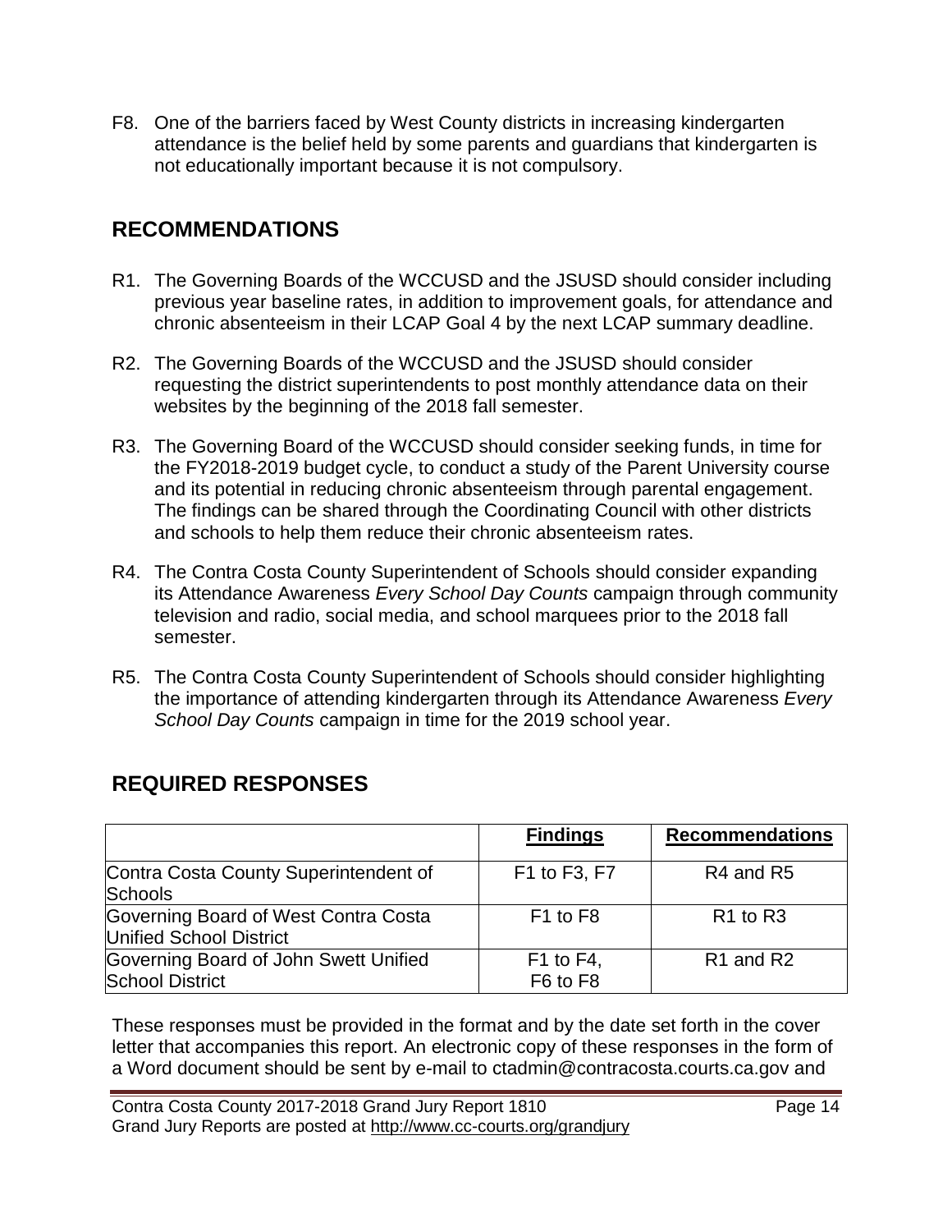F8. One of the barriers faced by West County districts in increasing kindergarten attendance is the belief held by some parents and guardians that kindergarten is not educationally important because it is not compulsory.

## RECOMMENDATIONS

R1. The Governing Boards of the WCCUSD and the JSUSD should consider including previous year baseline rates, in addition to improvement goals, for attendance and chronic absenteeism in their LCAP Goal 4 by the next LCAP summary deadline.

R2. The Governing Boards of the WCCUSD and the JSUSD should consider requesting the district superintendents to post monthly attendance data on their websites by the beginning of the 2018 fall semester.

R3. The Governing Board of the WCCUSD should consider seeking funds, in time for the FY2018-2019 budget cycle, to conduct a study of the Parent University course and its potential in reducing chronic absenteeism through parental engagement. The findings can be shared through the Coordinating Council with other districts and schools to help them reduce their chronic absenteeism rates.

R4. The Contra Costa County Superintendent of Schools should consider expanding its Attendance Awareness *Every School Day Counts* campaign through community television and radio, social media, and school marquees prior to the 2018 fall semester.

R5. The Contra Costa County Superintendent of Schools should consider highlighting the importance of attending kindergarten through its Attendance Awareness *Every School Day Counts* campaign in time for the 2019 school year.

## REQUIRED RESPONSES

| | **Findings** | **Recommendations** |
|---|---|---|
| Contra Costa County Superintendent of Schools | F1 to F3, F7 | R4 and R5 |
| Governing Board of West Contra Costa Unified School District | F1 to F8 | R1 to R3 |
| Governing Board of John Swett Unified School District | F1 to F4, F6 to F8 | R1 and R2 |

These responses must be provided in the format and by the date set forth in the cover letter that accompanies this report. An electronic copy of these responses in the form of a Word document should be sent by e-mail to ctadmin@contracosta.courts.ca.gov and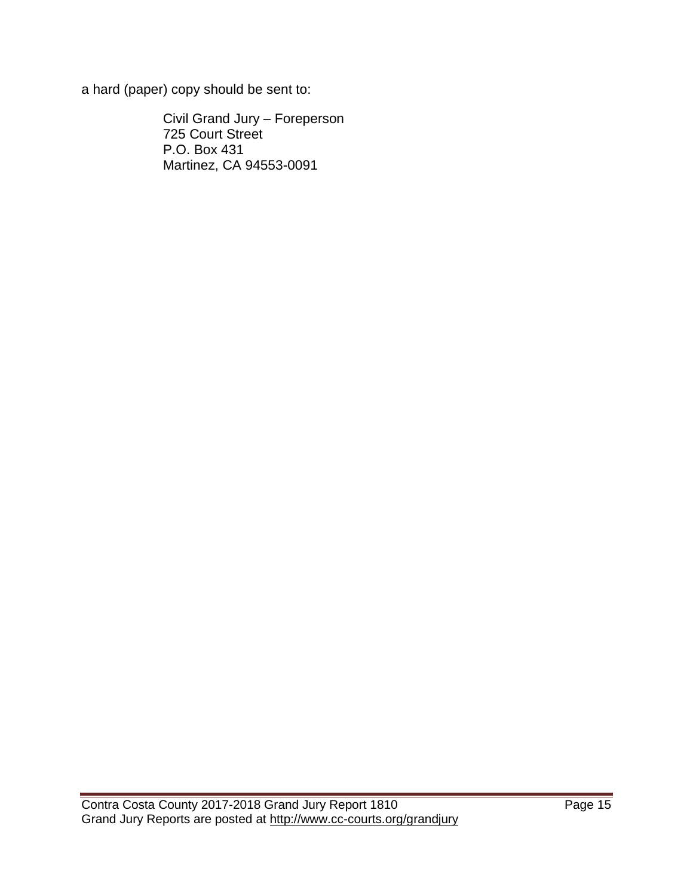a hard (paper) copy should be sent to:

Civil Grand Jury – Foreperson
725 Court Street
P.O. Box 431
Martinez, CA 94553-0091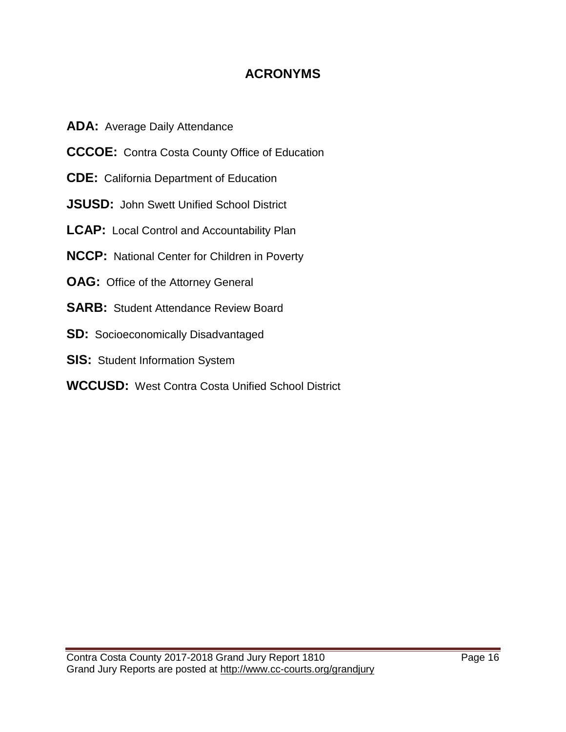## ACRONYMS

**ADA:** Average Daily Attendance

**CCCOE:** Contra Costa County Office of Education

**CDE:** California Department of Education

**JSUSD:** John Swett Unified School District

**LCAP:** Local Control and Accountability Plan

**NCCP:** National Center for Children in Poverty

**OAG:** Office of the Attorney General

**SARB:** Student Attendance Review Board

**SD:** Socioeconomically Disadvantaged

**SIS:** Student Information System

**WCCUSD:** West Contra Costa Unified School District